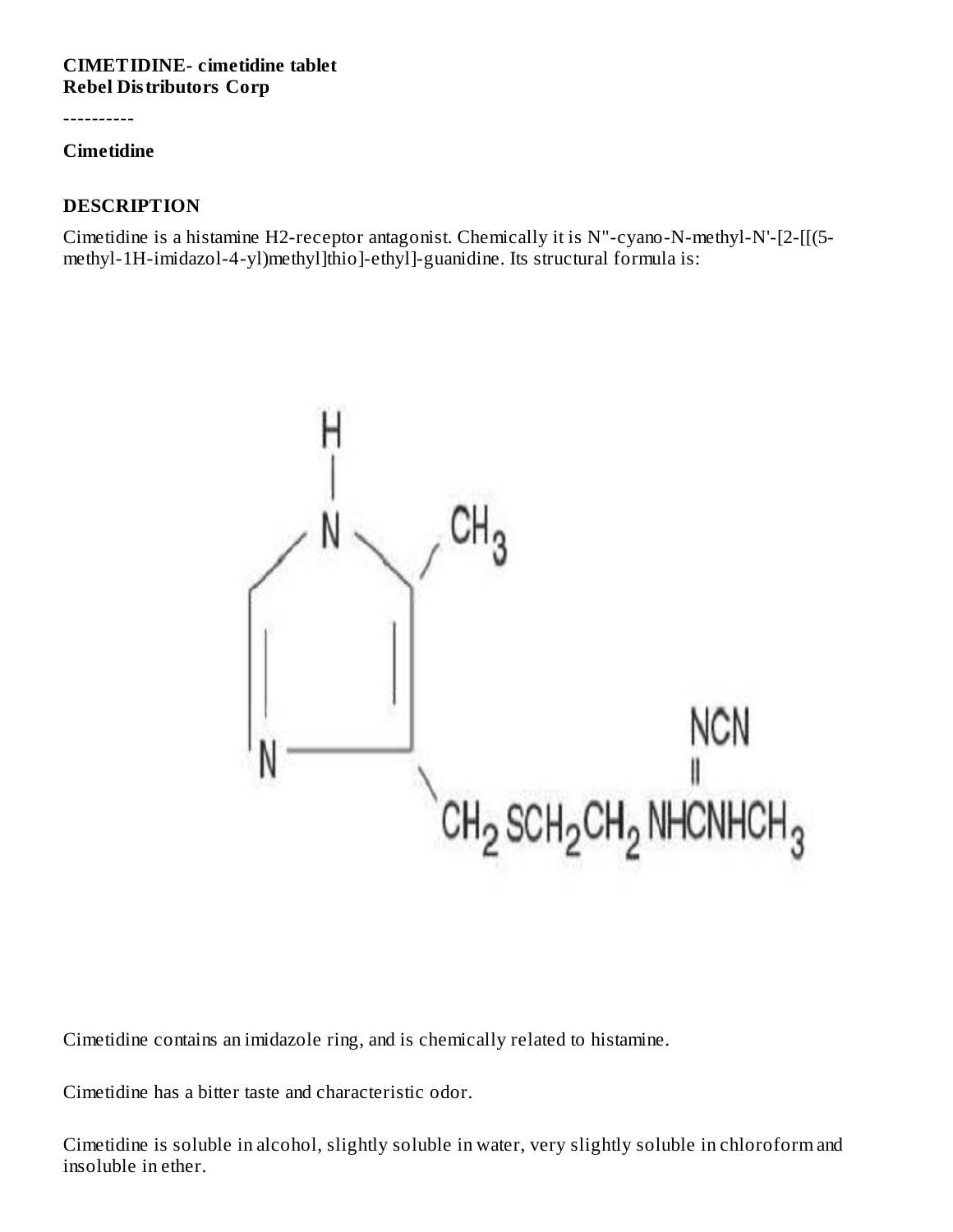**CIMETIDINE- cimetidine tablet**
**Rebel Distributors Corp**

----------

**Cimetidine**

## DESCRIPTION

Cimetidine is a histamine H2-receptor antagonist. Chemically it is N"-cyano-N-methyl-N'-[2-[[(5-methyl-1H-imidazol-4-yl)methyl]thio]-ethyl]-guanidine. Its structural formula is:

H

N

$CH_3$

N

NCN

$CH_2SCH_2CH_2NHCNHCH_3$

Cimetidine contains an imidazole ring, and is chemically related to histamine.

Cimetidine has a bitter taste and characteristic odor.

Cimetidine is soluble in alcohol, slightly soluble in water, very slightly soluble in chloroform and insoluble in ether.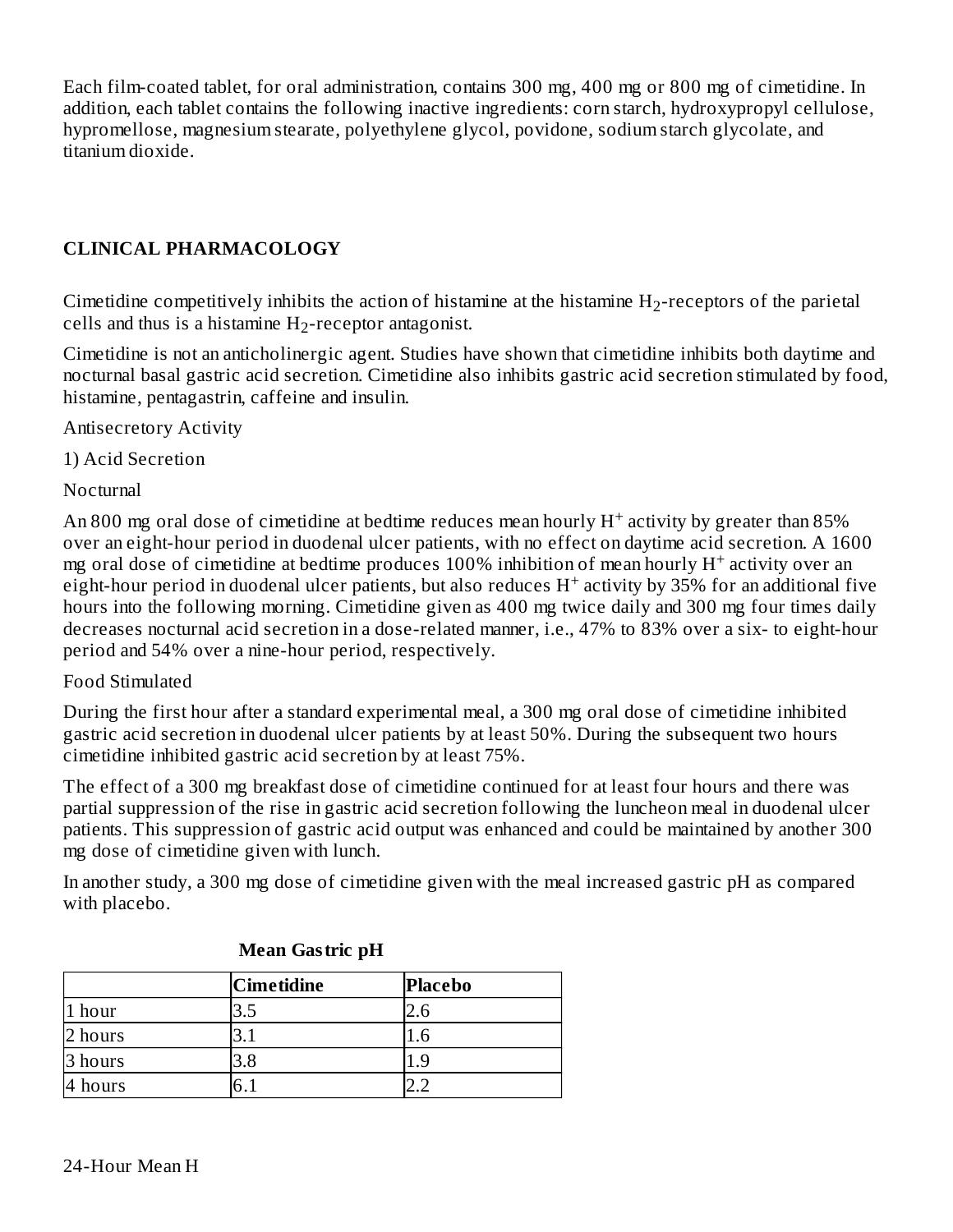Each film-coated tablet, for oral administration, contains 300 mg, 400 mg or 800 mg of cimetidine. In addition, each tablet contains the following inactive ingredients: corn starch, hydroxypropyl cellulose, hypromellose, magnesium stearate, polyethylene glycol, povidone, sodium starch glycolate, and titanium dioxide.

## CLINICAL PHARMACOLOGY

Cimetidine competitively inhibits the action of histamine at the histamine $H_2$-receptors of the parietal cells and thus is a histamine $H_2$-receptor antagonist.

Cimetidine is not an anticholinergic agent. Studies have shown that cimetidine inhibits both daytime and nocturnal basal gastric acid secretion. Cimetidine also inhibits gastric acid secretion stimulated by food, histamine, pentagastrin, caffeine and insulin.

Antisecretory Activity

1) Acid Secretion

Nocturnal

An 800 mg oral dose of cimetidine at bedtime reduces mean hourly $H^+$ activity by greater than 85% over an eight-hour period in duodenal ulcer patients, with no effect on daytime acid secretion. A 1600 mg oral dose of cimetidine at bedtime produces 100% inhibition of mean hourly $H^+$ activity over an eight-hour period in duodenal ulcer patients, but also reduces $H^+$ activity by 35% for an additional five hours into the following morning. Cimetidine given as 400 mg twice daily and 300 mg four times daily decreases nocturnal acid secretion in a dose-related manner, i.e., 47% to 83% over a six- to eight-hour period and 54% over a nine-hour period, respectively.

Food Stimulated

During the first hour after a standard experimental meal, a 300 mg oral dose of cimetidine inhibited gastric acid secretion in duodenal ulcer patients by at least 50%. During the subsequent two hours cimetidine inhibited gastric acid secretion by at least 75%.

The effect of a 300 mg breakfast dose of cimetidine continued for at least four hours and there was partial suppression of the rise in gastric acid secretion following the luncheon meal in duodenal ulcer patients. This suppression of gastric acid output was enhanced and could be maintained by another 300 mg dose of cimetidine given with lunch.

In another study, a 300 mg dose of cimetidine given with the meal increased gastric pH as compared with placebo.

**Mean Gastric pH**

| | Cimetidine | Placebo |
|---|---|---|
| 1 hour | 3.5 | 2.6 |
| 2 hours | 3.1 | 1.6 |
| 3 hours | 3.8 | 1.9 |
| 4 hours | 6.1 | 2.2 |

24-Hour Mean H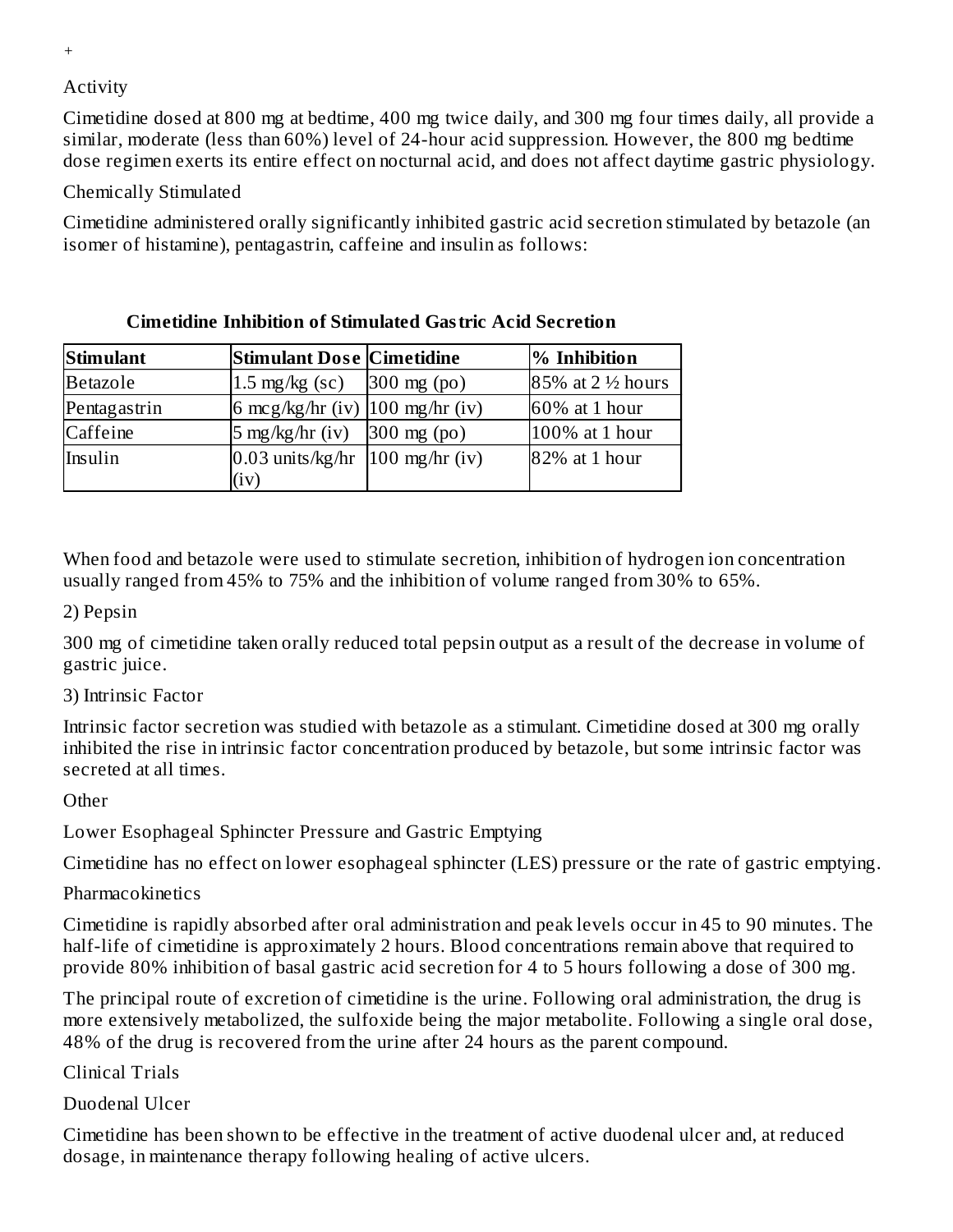+

Activity

Cimetidine dosed at 800 mg at bedtime, 400 mg twice daily, and 300 mg four times daily, all provide a similar, moderate (less than 60%) level of 24-hour acid suppression. However, the 800 mg bedtime dose regimen exerts its entire effect on nocturnal acid, and does not affect daytime gastric physiology.

Chemically Stimulated

Cimetidine administered orally significantly inhibited gastric acid secretion stimulated by betazole (an isomer of histamine), pentagastrin, caffeine and insulin as follows:

**Cimetidine Inhibition of Stimulated Gastric Acid Secretion**

| **Stimulant** | **Stimulant Dose** | **Cimetidine** | **% Inhibition** |
|---|---|---|---|
| Betazole | 1.5 mg/kg (sc) | 300 mg (po) | 85% at 2 ½ hours |
| Pentagastrin | 6 mcg/kg/hr (iv) | 100 mg/hr (iv) | 60% at 1 hour |
| Caffeine | 5 mg/kg/hr (iv) | 300 mg (po) | 100% at 1 hour |
| Insulin | 0.03 units/kg/hr (iv) | 100 mg/hr (iv) | 82% at 1 hour |

When food and betazole were used to stimulate secretion, inhibition of hydrogen ion concentration usually ranged from 45% to 75% and the inhibition of volume ranged from 30% to 65%.

2) Pepsin

300 mg of cimetidine taken orally reduced total pepsin output as a result of the decrease in volume of gastric juice.

3) Intrinsic Factor

Intrinsic factor secretion was studied with betazole as a stimulant. Cimetidine dosed at 300 mg orally inhibited the rise in intrinsic factor concentration produced by betazole, but some intrinsic factor was secreted at all times.

Other

Lower Esophageal Sphincter Pressure and Gastric Emptying

Cimetidine has no effect on lower esophageal sphincter (LES) pressure or the rate of gastric emptying.

Pharmacokinetics

Cimetidine is rapidly absorbed after oral administration and peak levels occur in 45 to 90 minutes. The half-life of cimetidine is approximately 2 hours. Blood concentrations remain above that required to provide 80% inhibition of basal gastric acid secretion for 4 to 5 hours following a dose of 300 mg.

The principal route of excretion of cimetidine is the urine. Following oral administration, the drug is more extensively metabolized, the sulfoxide being the major metabolite. Following a single oral dose, 48% of the drug is recovered from the urine after 24 hours as the parent compound.

Clinical Trials

Duodenal Ulcer

Cimetidine has been shown to be effective in the treatment of active duodenal ulcer and, at reduced dosage, in maintenance therapy following healing of active ulcers.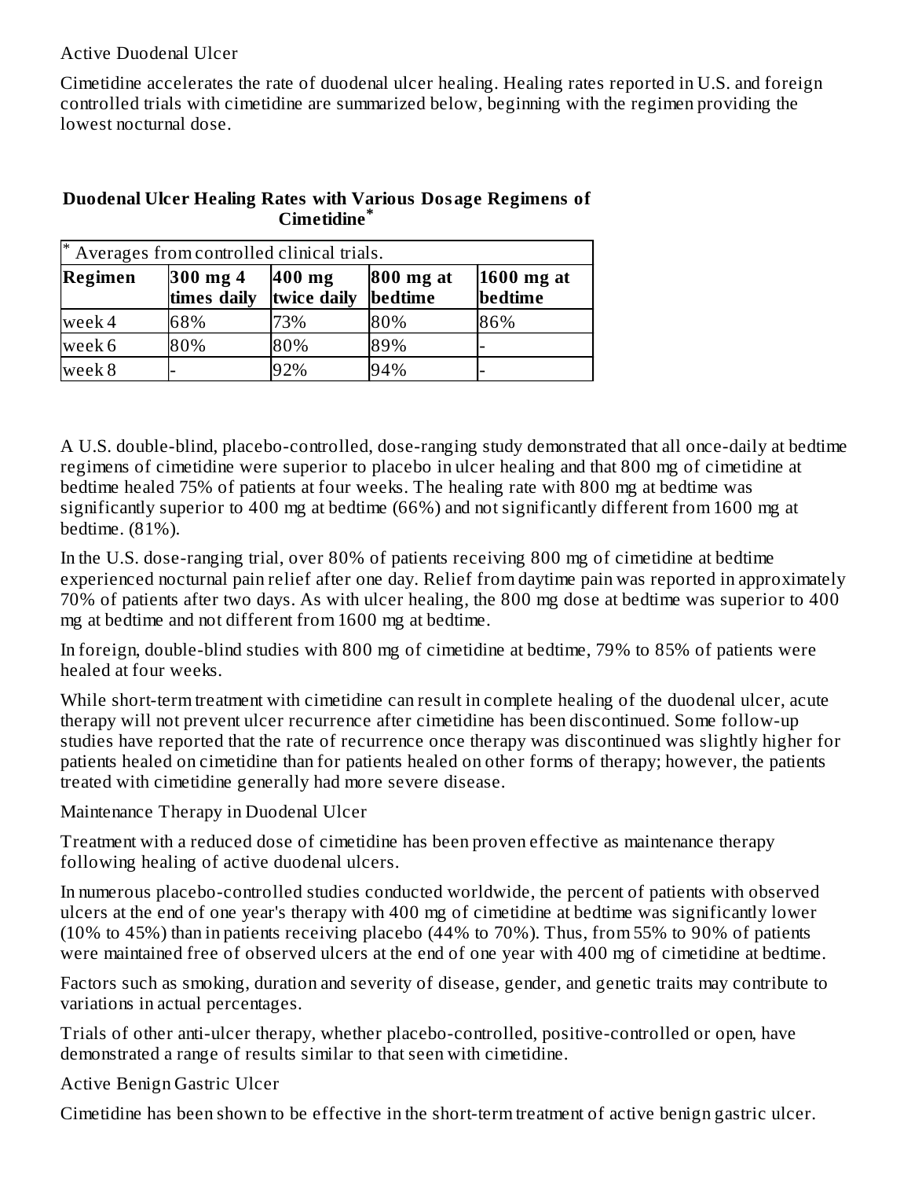Active Duodenal Ulcer

Cimetidine accelerates the rate of duodenal ulcer healing. Healing rates reported in U.S. and foreign controlled trials with cimetidine are summarized below, beginning with the regimen providing the lowest nocturnal dose.

**Duodenal Ulcer Healing Rates with Various Dosage Regimens of Cimetidine***

| Regimen | 300 mg 4 times daily | 400 mg twice daily | 800 mg at bedtime | 1600 mg at bedtime |
|---|---|---|---|---|
| week 4 | 68% | 73% | 80% | 86% |
| week 6 | 80% | 80% | 89% | - |
| week 8 | - | 92% | 94% | - |

* Averages from controlled clinical trials.

A U.S. double-blind, placebo-controlled, dose-ranging study demonstrated that all once-daily at bedtime regimens of cimetidine were superior to placebo in ulcer healing and that 800 mg of cimetidine at bedtime healed 75% of patients at four weeks. The healing rate with 800 mg at bedtime was significantly superior to 400 mg at bedtime (66%) and not significantly different from 1600 mg at bedtime. (81%).

In the U.S. dose-ranging trial, over 80% of patients receiving 800 mg of cimetidine at bedtime experienced nocturnal pain relief after one day. Relief from daytime pain was reported in approximately 70% of patients after two days. As with ulcer healing, the 800 mg dose at bedtime was superior to 400 mg at bedtime and not different from 1600 mg at bedtime.

In foreign, double-blind studies with 800 mg of cimetidine at bedtime, 79% to 85% of patients were healed at four weeks.

While short-term treatment with cimetidine can result in complete healing of the duodenal ulcer, acute therapy will not prevent ulcer recurrence after cimetidine has been discontinued. Some follow-up studies have reported that the rate of recurrence once therapy was discontinued was slightly higher for patients healed on cimetidine than for patients healed on other forms of therapy; however, the patients treated with cimetidine generally had more severe disease.

Maintenance Therapy in Duodenal Ulcer

Treatment with a reduced dose of cimetidine has been proven effective as maintenance therapy following healing of active duodenal ulcers.

In numerous placebo-controlled studies conducted worldwide, the percent of patients with observed ulcers at the end of one year's therapy with 400 mg of cimetidine at bedtime was significantly lower (10% to 45%) than in patients receiving placebo (44% to 70%). Thus, from 55% to 90% of patients were maintained free of observed ulcers at the end of one year with 400 mg of cimetidine at bedtime.

Factors such as smoking, duration and severity of disease, gender, and genetic traits may contribute to variations in actual percentages.

Trials of other anti-ulcer therapy, whether placebo-controlled, positive-controlled or open, have demonstrated a range of results similar to that seen with cimetidine.

Active Benign Gastric Ulcer

Cimetidine has been shown to be effective in the short-term treatment of active benign gastric ulcer.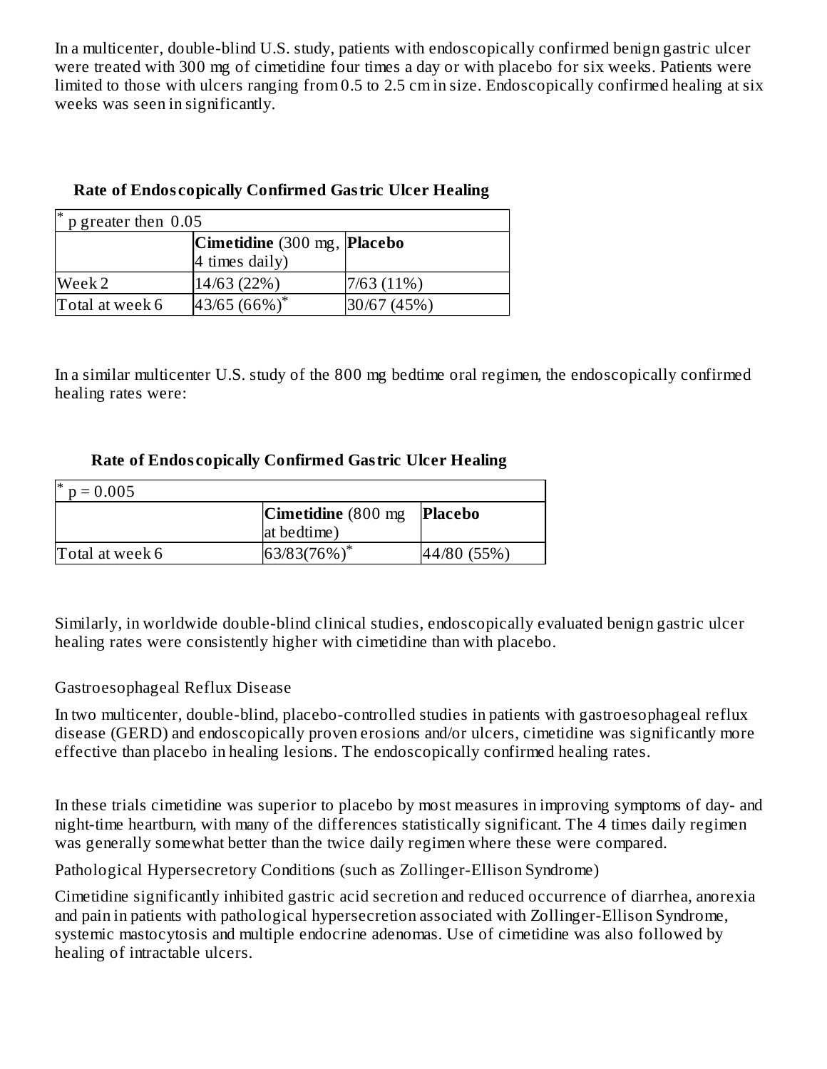In a multicenter, double-blind U.S. study, patients with endoscopically confirmed benign gastric ulcer were treated with 300 mg of cimetidine four times a day or with placebo for six weeks. Patients were limited to those with ulcers ranging from 0.5 to 2.5 cm in size. Endoscopically confirmed healing at six weeks was seen in significantly.

**Rate of Endoscopically Confirmed Gastric Ulcer Healing**

| * p greater then 0.05 | | |
|---|---|---|
| | **Cimetidine** (300 mg, 4 times daily) | **Placebo** |
| Week 2 | 14/63 (22%) | 7/63 (11%) |
| Total at week 6 | 43/65 (66%)* | 30/67 (45%) |

In a similar multicenter U.S. study of the 800 mg bedtime oral regimen, the endoscopically confirmed healing rates were:

**Rate of Endoscopically Confirmed Gastric Ulcer Healing**

| * p = 0.005 | | |
|---|---|---|
| | **Cimetidine** (800 mg at bedtime) | **Placebo** |
| Total at week 6 | 63/83(76%)* | 44/80 (55%) |

Similarly, in worldwide double-blind clinical studies, endoscopically evaluated benign gastric ulcer healing rates were consistently higher with cimetidine than with placebo.

Gastroesophageal Reflux Disease

In two multicenter, double-blind, placebo-controlled studies in patients with gastroesophageal reflux disease (GERD) and endoscopically proven erosions and/or ulcers, cimetidine was significantly more effective than placebo in healing lesions. The endoscopically confirmed healing rates.

In these trials cimetidine was superior to placebo by most measures in improving symptoms of day- and night-time heartburn, with many of the differences statistically significant. The 4 times daily regimen was generally somewhat better than the twice daily regimen where these were compared.

Pathological Hypersecretory Conditions (such as Zollinger-Ellison Syndrome)

Cimetidine significantly inhibited gastric acid secretion and reduced occurrence of diarrhea, anorexia and pain in patients with pathological hypersecretion associated with Zollinger-Ellison Syndrome, systemic mastocytosis and multiple endocrine adenomas. Use of cimetidine was also followed by healing of intractable ulcers.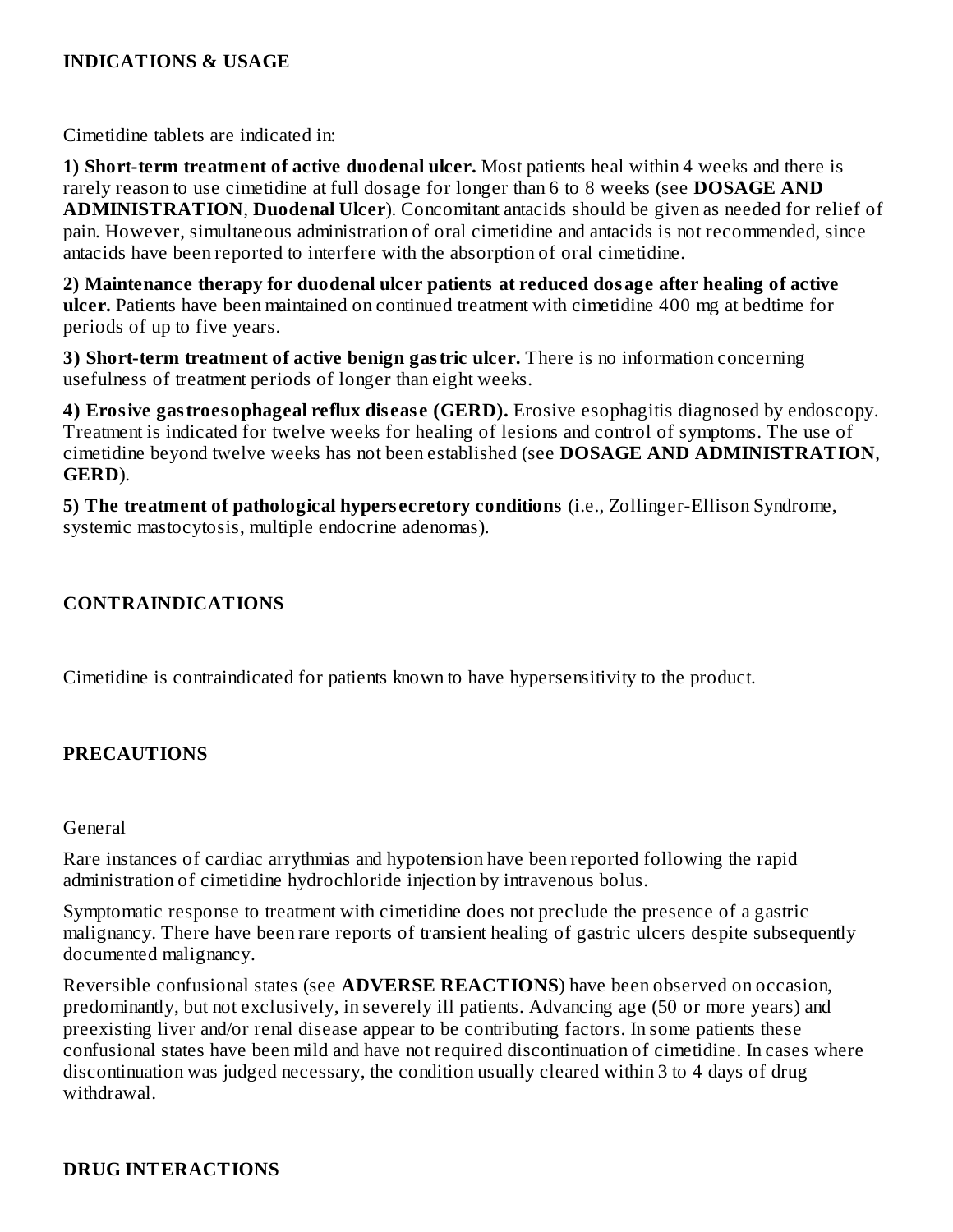## INDICATIONS & USAGE

Cimetidine tablets are indicated in:

**1) Short-term treatment of active duodenal ulcer.** Most patients heal within 4 weeks and there is rarely reason to use cimetidine at full dosage for longer than 6 to 8 weeks (see **DOSAGE AND ADMINISTRATION**, **Duodenal Ulcer**). Concomitant antacids should be given as needed for relief of pain. However, simultaneous administration of oral cimetidine and antacids is not recommended, since antacids have been reported to interfere with the absorption of oral cimetidine.

**2) Maintenance therapy for duodenal ulcer patients at reduced dosage after healing of active ulcer.** Patients have been maintained on continued treatment with cimetidine 400 mg at bedtime for periods of up to five years.

**3) Short-term treatment of active benign gastric ulcer.** There is no information concerning usefulness of treatment periods of longer than eight weeks.

**4) Erosive gastroesophageal reflux disease (GERD).** Erosive esophagitis diagnosed by endoscopy. Treatment is indicated for twelve weeks for healing of lesions and control of symptoms. The use of cimetidine beyond twelve weeks has not been established (see **DOSAGE AND ADMINISTRATION**, **GERD**).

**5) The treatment of pathological hypersecretory conditions** (i.e., Zollinger-Ellison Syndrome, systemic mastocytosis, multiple endocrine adenomas).

## CONTRAINDICATIONS

Cimetidine is contraindicated for patients known to have hypersensitivity to the product.

## PRECAUTIONS

General

Rare instances of cardiac arrythmias and hypotension have been reported following the rapid administration of cimetidine hydrochloride injection by intravenous bolus.

Symptomatic response to treatment with cimetidine does not preclude the presence of a gastric malignancy. There have been rare reports of transient healing of gastric ulcers despite subsequently documented malignancy.

Reversible confusional states (see **ADVERSE REACTIONS**) have been observed on occasion, predominantly, but not exclusively, in severely ill patients. Advancing age (50 or more years) and preexisting liver and/or renal disease appear to be contributing factors. In some patients these confusional states have been mild and have not required discontinuation of cimetidine. In cases where discontinuation was judged necessary, the condition usually cleared within 3 to 4 days of drug withdrawal.

## DRUG INTERACTIONS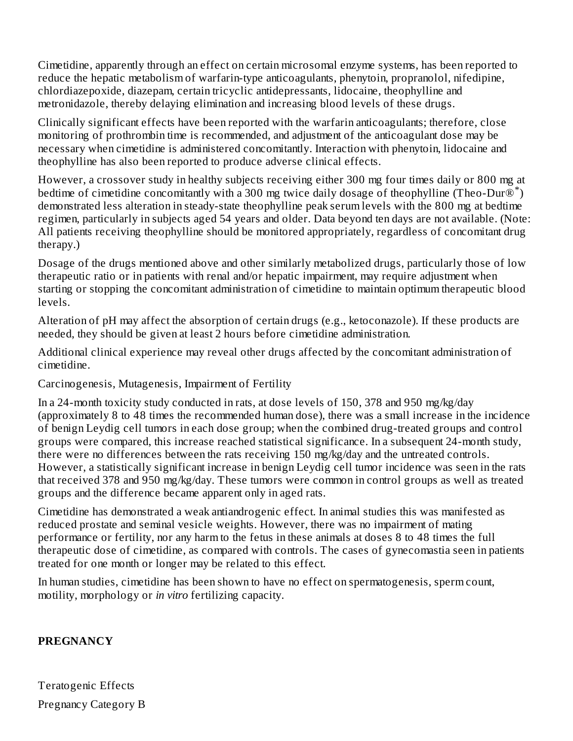Cimetidine, apparently through an effect on certain microsomal enzyme systems, has been reported to reduce the hepatic metabolism of warfarin-type anticoagulants, phenytoin, propranolol, nifedipine, chlordiazepoxide, diazepam, certain tricyclic antidepressants, lidocaine, theophylline and metronidazole, thereby delaying elimination and increasing blood levels of these drugs.

Clinically significant effects have been reported with the warfarin anticoagulants; therefore, close monitoring of prothrombin time is recommended, and adjustment of the anticoagulant dose may be necessary when cimetidine is administered concomitantly. Interaction with phenytoin, lidocaine and theophylline has also been reported to produce adverse clinical effects.

However, a crossover study in healthy subjects receiving either 300 mg four times daily or 800 mg at bedtime of cimetidine concomitantly with a 300 mg twice daily dosage of theophylline (Theo-Dur®[*]) demonstrated less alteration in steady-state theophylline peak serum levels with the 800 mg at bedtime regimen, particularly in subjects aged 54 years and older. Data beyond ten days are not available. (Note: All patients receiving theophylline should be monitored appropriately, regardless of concomitant drug therapy.)

Dosage of the drugs mentioned above and other similarly metabolized drugs, particularly those of low therapeutic ratio or in patients with renal and/or hepatic impairment, may require adjustment when starting or stopping the concomitant administration of cimetidine to maintain optimum therapeutic blood levels.

Alteration of pH may affect the absorption of certain drugs (e.g., ketoconazole). If these products are needed, they should be given at least 2 hours before cimetidine administration.

Additional clinical experience may reveal other drugs affected by the concomitant administration of cimetidine.

Carcinogenesis, Mutagenesis, Impairment of Fertility

In a 24-month toxicity study conducted in rats, at dose levels of 150, 378 and 950 mg/kg/day (approximately 8 to 48 times the recommended human dose), there was a small increase in the incidence of benign Leydig cell tumors in each dose group; when the combined drug-treated groups and control groups were compared, this increase reached statistical significance. In a subsequent 24-month study, there were no differences between the rats receiving 150 mg/kg/day and the untreated controls. However, a statistically significant increase in benign Leydig cell tumor incidence was seen in the rats that received 378 and 950 mg/kg/day. These tumors were common in control groups as well as treated groups and the difference became apparent only in aged rats.

Cimetidine has demonstrated a weak antiandrogenic effect. In animal studies this was manifested as reduced prostate and seminal vesicle weights. However, there was no impairment of mating performance or fertility, nor any harm to the fetus in these animals at doses 8 to 48 times the full therapeutic dose of cimetidine, as compared with controls. The cases of gynecomastia seen in patients treated for one month or longer may be related to this effect.

In human studies, cimetidine has been shown to have no effect on spermatogenesis, sperm count, motility, morphology or *in vitro* fertilizing capacity.

## PREGNANCY

Teratogenic Effects

Pregnancy Category B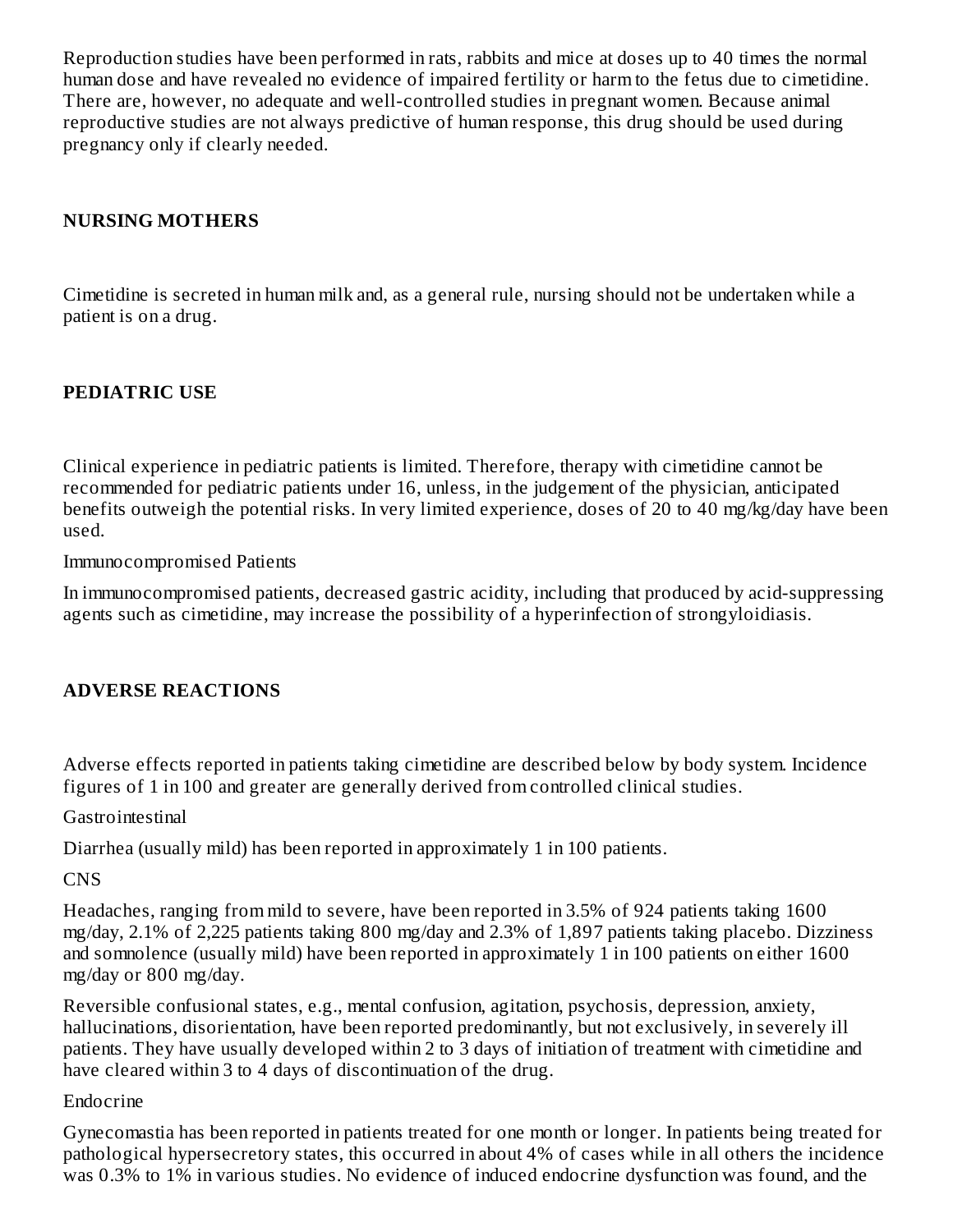Reproduction studies have been performed in rats, rabbits and mice at doses up to 40 times the normal human dose and have revealed no evidence of impaired fertility or harm to the fetus due to cimetidine. There are, however, no adequate and well-controlled studies in pregnant women. Because animal reproductive studies are not always predictive of human response, this drug should be used during pregnancy only if clearly needed.

## NURSING MOTHERS

Cimetidine is secreted in human milk and, as a general rule, nursing should not be undertaken while a patient is on a drug.

## PEDIATRIC USE

Clinical experience in pediatric patients is limited. Therefore, therapy with cimetidine cannot be recommended for pediatric patients under 16, unless, in the judgement of the physician, anticipated benefits outweigh the potential risks. In very limited experience, doses of 20 to 40 mg/kg/day have been used.

Immunocompromised Patients

In immunocompromised patients, decreased gastric acidity, including that produced by acid-suppressing agents such as cimetidine, may increase the possibility of a hyperinfection of strongyloidiasis.

## ADVERSE REACTIONS

Adverse effects reported in patients taking cimetidine are described below by body system. Incidence figures of 1 in 100 and greater are generally derived from controlled clinical studies.

Gastrointestinal

Diarrhea (usually mild) has been reported in approximately 1 in 100 patients.

CNS

Headaches, ranging from mild to severe, have been reported in 3.5% of 924 patients taking 1600 mg/day, 2.1% of 2,225 patients taking 800 mg/day and 2.3% of 1,897 patients taking placebo. Dizziness and somnolence (usually mild) have been reported in approximately 1 in 100 patients on either 1600 mg/day or 800 mg/day.

Reversible confusional states, e.g., mental confusion, agitation, psychosis, depression, anxiety, hallucinations, disorientation, have been reported predominantly, but not exclusively, in severely ill patients. They have usually developed within 2 to 3 days of initiation of treatment with cimetidine and have cleared within 3 to 4 days of discontinuation of the drug.

Endocrine

Gynecomastia has been reported in patients treated for one month or longer. In patients being treated for pathological hypersecretory states, this occurred in about 4% of cases while in all others the incidence was 0.3% to 1% in various studies. No evidence of induced endocrine dysfunction was found, and the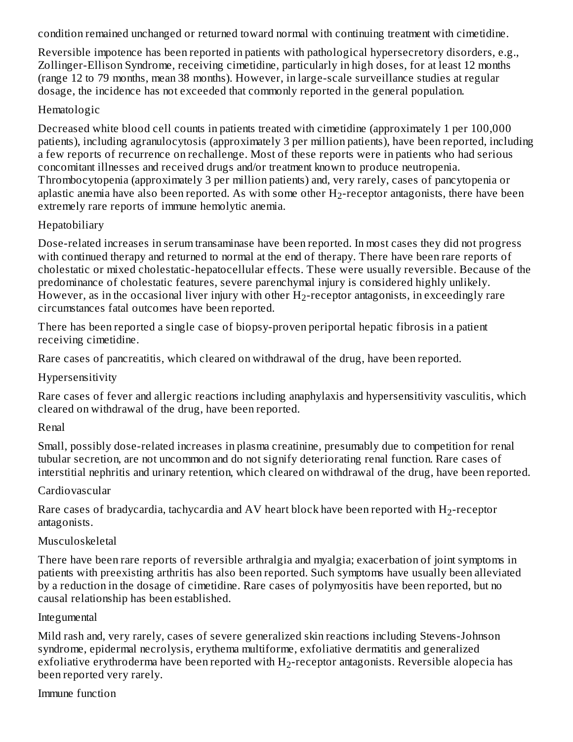condition remained unchanged or returned toward normal with continuing treatment with cimetidine.

Reversible impotence has been reported in patients with pathological hypersecretory disorders, e.g., Zollinger-Ellison Syndrome, receiving cimetidine, particularly in high doses, for at least 12 months (range 12 to 79 months, mean 38 months). However, in large-scale surveillance studies at regular dosage, the incidence has not exceeded that commonly reported in the general population.

Hematologic

Decreased white blood cell counts in patients treated with cimetidine (approximately 1 per 100,000 patients), including agranulocytosis (approximately 3 per million patients), have been reported, including a few reports of recurrence on rechallenge. Most of these reports were in patients who had serious concomitant illnesses and received drugs and/or treatment known to produce neutropenia. Thrombocytopenia (approximately 3 per million patients) and, very rarely, cases of pancytopenia or aplastic anemia have also been reported. As with some other $H_2$-receptor antagonists, there have been extremely rare reports of immune hemolytic anemia.

Hepatobiliary

Dose-related increases in serum transaminase have been reported. In most cases they did not progress with continued therapy and returned to normal at the end of therapy. There have been rare reports of cholestatic or mixed cholestatic-hepatocellular effects. These were usually reversible. Because of the predominance of cholestatic features, severe parenchymal injury is considered highly unlikely. However, as in the occasional liver injury with other $H_2$-receptor antagonists, in exceedingly rare circumstances fatal outcomes have been reported.

There has been reported a single case of biopsy-proven periportal hepatic fibrosis in a patient receiving cimetidine.

Rare cases of pancreatitis, which cleared on withdrawal of the drug, have been reported.

Hypersensitivity

Rare cases of fever and allergic reactions including anaphylaxis and hypersensitivity vasculitis, which cleared on withdrawal of the drug, have been reported.

Renal

Small, possibly dose-related increases in plasma creatinine, presumably due to competition for renal tubular secretion, are not uncommon and do not signify deteriorating renal function. Rare cases of interstitial nephritis and urinary retention, which cleared on withdrawal of the drug, have been reported.

Cardiovascular

Rare cases of bradycardia, tachycardia and AV heart block have been reported with $H_2$-receptor antagonists.

Musculoskeletal

There have been rare reports of reversible arthralgia and myalgia; exacerbation of joint symptoms in patients with preexisting arthritis has also been reported. Such symptoms have usually been alleviated by a reduction in the dosage of cimetidine. Rare cases of polymyositis have been reported, but no causal relationship has been established.

Integumental

Mild rash and, very rarely, cases of severe generalized skin reactions including Stevens-Johnson syndrome, epidermal necrolysis, erythema multiforme, exfoliative dermatitis and generalized exfoliative erythroderma have been reported with $H_2$-receptor antagonists. Reversible alopecia has been reported very rarely.

Immune function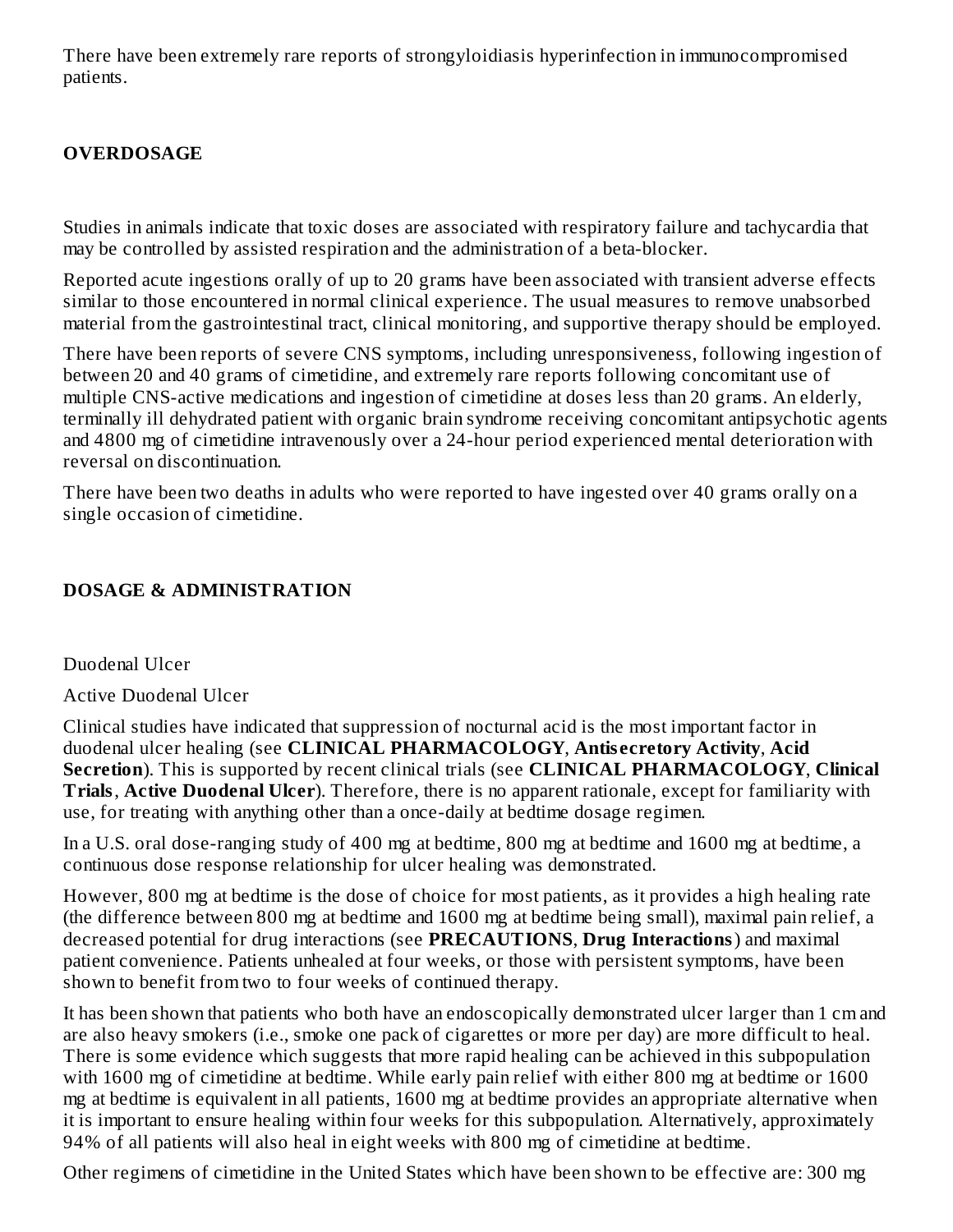There have been extremely rare reports of strongyloidiasis hyperinfection in immunocompromised patients.

## OVERDOSAGE

Studies in animals indicate that toxic doses are associated with respiratory failure and tachycardia that may be controlled by assisted respiration and the administration of a beta-blocker.

Reported acute ingestions orally of up to 20 grams have been associated with transient adverse effects similar to those encountered in normal clinical experience. The usual measures to remove unabsorbed material from the gastrointestinal tract, clinical monitoring, and supportive therapy should be employed.

There have been reports of severe CNS symptoms, including unresponsiveness, following ingestion of between 20 and 40 grams of cimetidine, and extremely rare reports following concomitant use of multiple CNS-active medications and ingestion of cimetidine at doses less than 20 grams. An elderly, terminally ill dehydrated patient with organic brain syndrome receiving concomitant antipsychotic agents and 4800 mg of cimetidine intravenously over a 24-hour period experienced mental deterioration with reversal on discontinuation.

There have been two deaths in adults who were reported to have ingested over 40 grams orally on a single occasion of cimetidine.

## DOSAGE & ADMINISTRATION

Duodenal Ulcer

Active Duodenal Ulcer

Clinical studies have indicated that suppression of nocturnal acid is the most important factor in duodenal ulcer healing (see **CLINICAL PHARMACOLOGY**, **Antisecretory Activity**, **Acid Secretion**). This is supported by recent clinical trials (see **CLINICAL PHARMACOLOGY**, **Clinical Trials**, **Active Duodenal Ulcer**). Therefore, there is no apparent rationale, except for familiarity with use, for treating with anything other than a once-daily at bedtime dosage regimen.

In a U.S. oral dose-ranging study of 400 mg at bedtime, 800 mg at bedtime and 1600 mg at bedtime, a continuous dose response relationship for ulcer healing was demonstrated.

However, 800 mg at bedtime is the dose of choice for most patients, as it provides a high healing rate (the difference between 800 mg at bedtime and 1600 mg at bedtime being small), maximal pain relief, a decreased potential for drug interactions (see **PRECAUTIONS**, **Drug Interactions**) and maximal patient convenience. Patients unhealed at four weeks, or those with persistent symptoms, have been shown to benefit from two to four weeks of continued therapy.

It has been shown that patients who both have an endoscopically demonstrated ulcer larger than 1 cm and are also heavy smokers (i.e., smoke one pack of cigarettes or more per day) are more difficult to heal. There is some evidence which suggests that more rapid healing can be achieved in this subpopulation with 1600 mg of cimetidine at bedtime. While early pain relief with either 800 mg at bedtime or 1600 mg at bedtime is equivalent in all patients, 1600 mg at bedtime provides an appropriate alternative when it is important to ensure healing within four weeks for this subpopulation. Alternatively, approximately 94% of all patients will also heal in eight weeks with 800 mg of cimetidine at bedtime.

Other regimens of cimetidine in the United States which have been shown to be effective are: 300 mg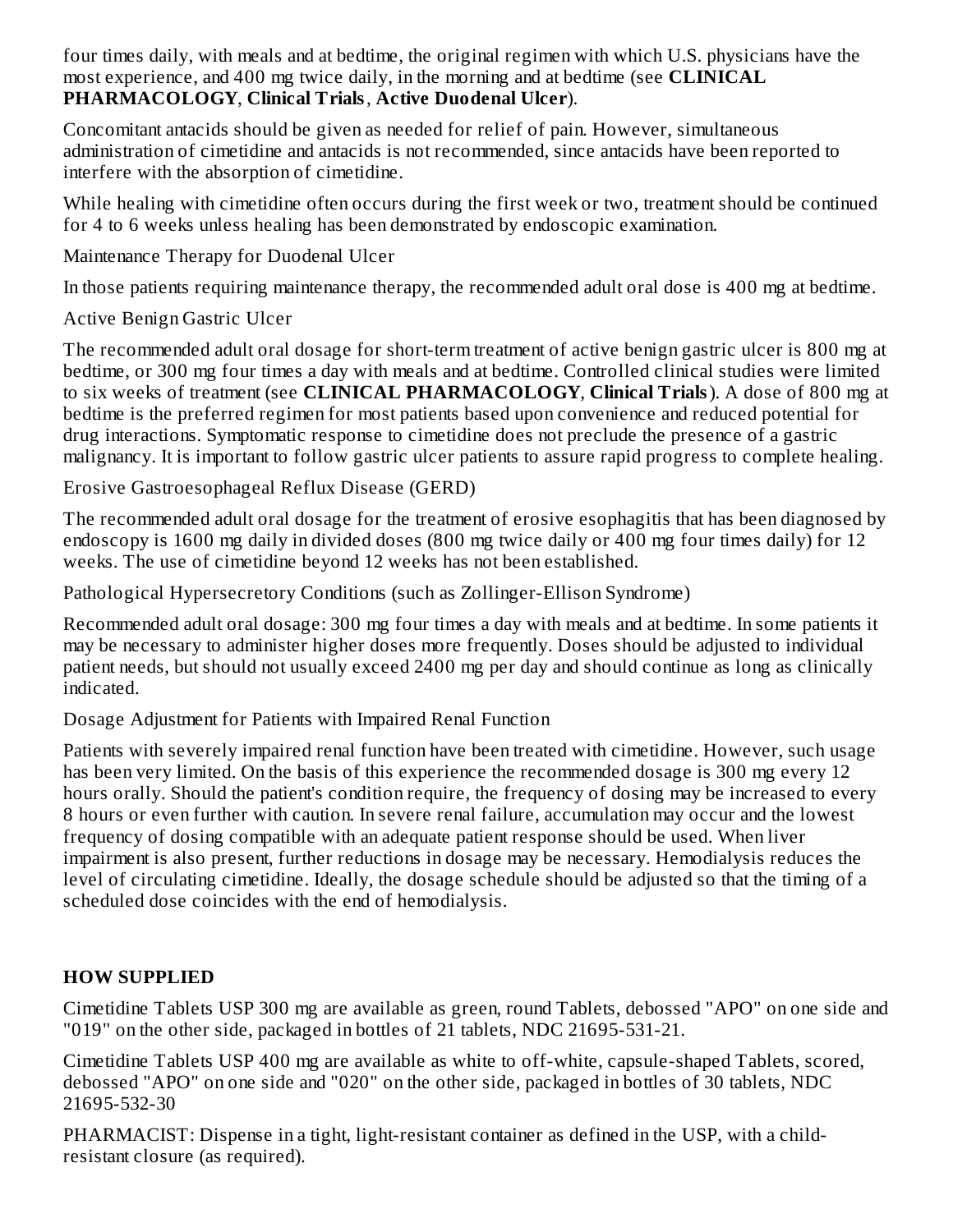four times daily, with meals and at bedtime, the original regimen with which U.S. physicians have the most experience, and 400 mg twice daily, in the morning and at bedtime (see **CLINICAL PHARMACOLOGY**, **Clinical Trials**, **Active Duodenal Ulcer**).

Concomitant antacids should be given as needed for relief of pain. However, simultaneous administration of cimetidine and antacids is not recommended, since antacids have been reported to interfere with the absorption of cimetidine.

While healing with cimetidine often occurs during the first week or two, treatment should be continued for 4 to 6 weeks unless healing has been demonstrated by endoscopic examination.

Maintenance Therapy for Duodenal Ulcer

In those patients requiring maintenance therapy, the recommended adult oral dose is 400 mg at bedtime.

Active Benign Gastric Ulcer

The recommended adult oral dosage for short-term treatment of active benign gastric ulcer is 800 mg at bedtime, or 300 mg four times a day with meals and at bedtime. Controlled clinical studies were limited to six weeks of treatment (see **CLINICAL PHARMACOLOGY**, **Clinical Trials**). A dose of 800 mg at bedtime is the preferred regimen for most patients based upon convenience and reduced potential for drug interactions. Symptomatic response to cimetidine does not preclude the presence of a gastric malignancy. It is important to follow gastric ulcer patients to assure rapid progress to complete healing.

Erosive Gastroesophageal Reflux Disease (GERD)

The recommended adult oral dosage for the treatment of erosive esophagitis that has been diagnosed by endoscopy is 1600 mg daily in divided doses (800 mg twice daily or 400 mg four times daily) for 12 weeks. The use of cimetidine beyond 12 weeks has not been established.

Pathological Hypersecretory Conditions (such as Zollinger-Ellison Syndrome)

Recommended adult oral dosage: 300 mg four times a day with meals and at bedtime. In some patients it may be necessary to administer higher doses more frequently. Doses should be adjusted to individual patient needs, but should not usually exceed 2400 mg per day and should continue as long as clinically indicated.

Dosage Adjustment for Patients with Impaired Renal Function

Patients with severely impaired renal function have been treated with cimetidine. However, such usage has been very limited. On the basis of this experience the recommended dosage is 300 mg every 12 hours orally. Should the patient's condition require, the frequency of dosing may be increased to every 8 hours or even further with caution. In severe renal failure, accumulation may occur and the lowest frequency of dosing compatible with an adequate patient response should be used. When liver impairment is also present, further reductions in dosage may be necessary. Hemodialysis reduces the level of circulating cimetidine. Ideally, the dosage schedule should be adjusted so that the timing of a scheduled dose coincides with the end of hemodialysis.

## HOW SUPPLIED

Cimetidine Tablets USP 300 mg are available as green, round Tablets, debossed "APO" on one side and "019" on the other side, packaged in bottles of 21 tablets, NDC 21695-531-21.

Cimetidine Tablets USP 400 mg are available as white to off-white, capsule-shaped Tablets, scored, debossed "APO" on one side and "020" on the other side, packaged in bottles of 30 tablets, NDC 21695-532-30

PHARMACIST: Dispense in a tight, light-resistant container as defined in the USP, with a child-resistant closure (as required).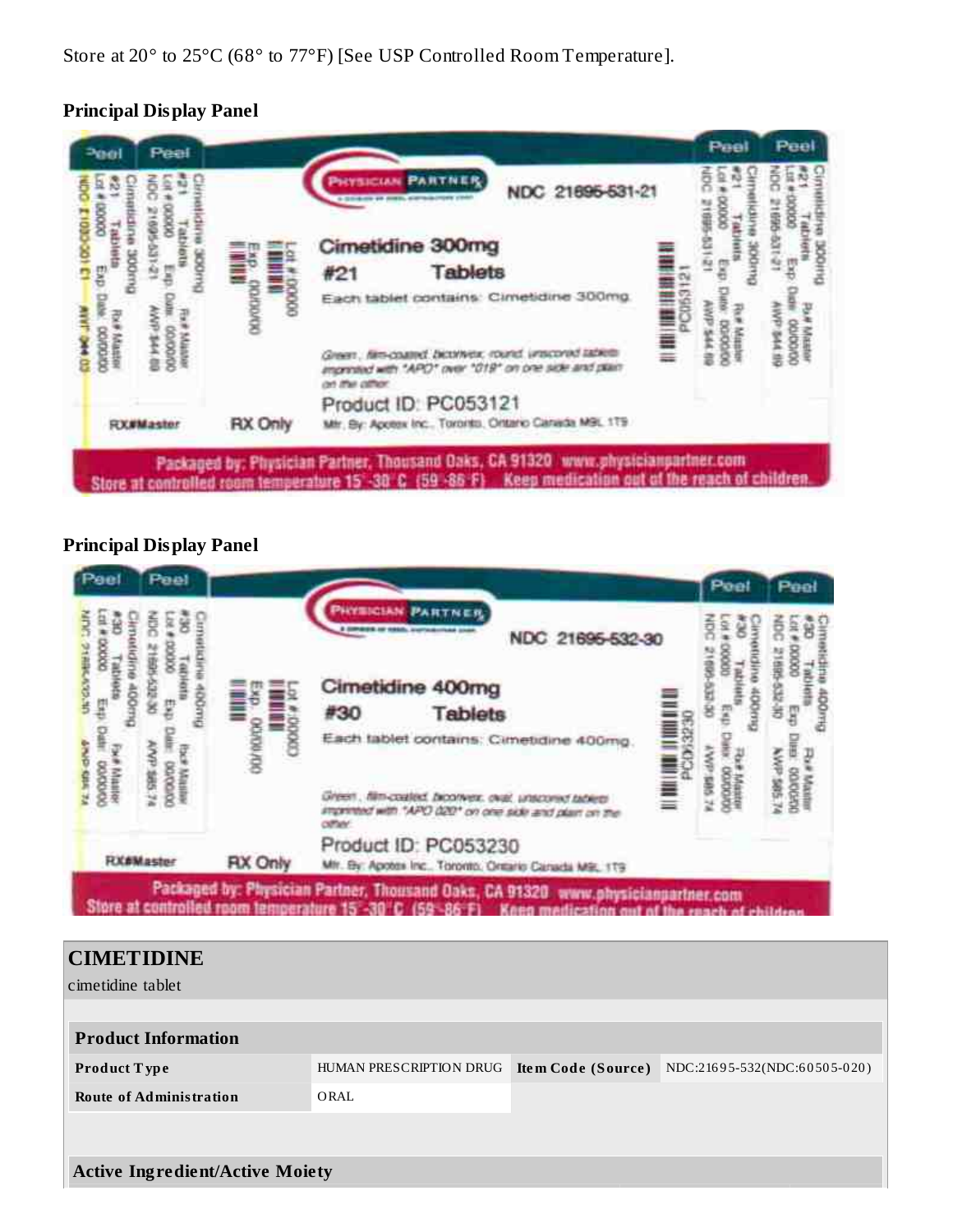Store at 20° to 25°C (68° to 77°F) [See USP Controlled Room Temperature].

**Principal Display Panel**

Peel Peel

PHYSICIAN PARTNER

NDC 21695-531-21

Cimetidine 300mg

#21 Tablets

Each tablet contains: Cimetidine 300mg

Green, film-coated, biconvex, round, unscored tablets imprinted with "APO" over "019" on one side and plain on the other

Product ID: PC053121

Mfr. By: Apotex Inc., Toronto, Ontario Canada M9L 1T9

RX#Master

RX Only

Lot # 0000

Exp. 00/00/00

PC053121

Cimetidine 300mg #21 Tablets Lot # 0000 Exp. Date: 00/00/00 NDC 21695-531-21 AWP 344.69 Rx# Master

Packaged by: Physician Partner, Thousand Oaks, CA 91320 www.physicianpartner.com

Store at controlled room temperature 15°-30°C (59°-86°F) Keep medication out of the reach of children.

**Principal Display Panel**

Peel Peel

PHYSICIAN PARTNER

NDC 21695-532-30

Cimetidine 400mg

#30 Tablets

Each tablet contains: Cimetidine 400mg

Green, film-coated, biconvex, oval, unscored tablets imprinted with "APO 020" on one side and plain on the other

Product ID: PC053230

Mfr. By: Apotex Inc., Toronto, Ontario Canada M9L 1T9

RX#Master

RX Only

Lot # 0000

Exp. 00/00/00

PC053230

Cimetidine 400mg #30 Tablets Lot # 0000 Exp. Date: 00/00/00 NDC 21695-532-30 AWP 585.74 Rx# Master

Packaged by: Physician Partner, Thousand Oaks, CA 91320 www.physicianpartner.com

Store at controlled room temperature 15°-30°C (59°-86°F) Keep medication out of the reach of children.

**CIMETIDINE**

cimetidine tablet

| **Product Information** | | | |
|---|---|---|---|
| **Product Type** | HUMAN PRESCRIPTION DRUG | **Item Code (Source)** | NDC:21695-532(NDC:60505-020) |
| **Route of Administration** | ORAL | | |

**Active Ingredient/Active Moiety**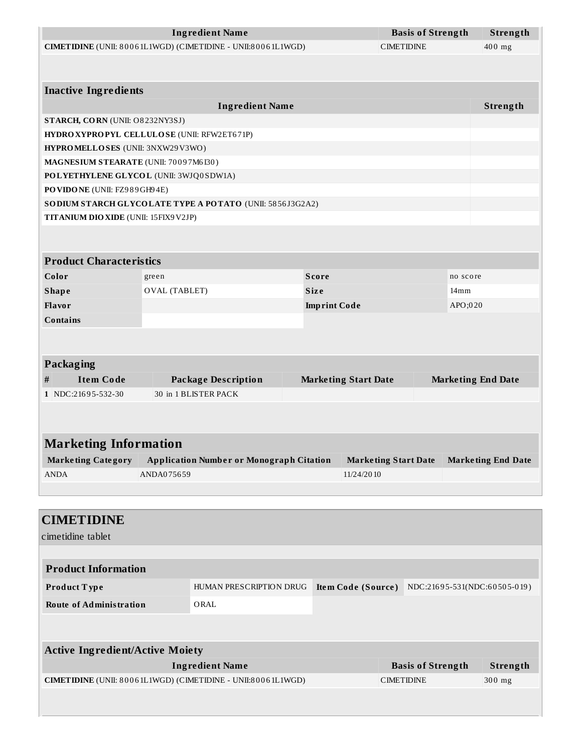| Ingredient Name | Basis of Strength | Strength |
|---|---|---|
| **CIMETIDINE** (UNII: 80061L1WGD) (CIMETIDINE - UNII:80061L1WGD) | CIMETIDINE | 400 mg |

| Inactive Ingredients | |
|---|---|
| **Ingredient Name** | **Strength** |
| **STARCH, CORN** (UNII: O8232NY3SJ) | |
| **HYDROXYPROPYL CELLULOSE** (UNII: RFW2ET671P) | |
| **HYPROMELLOSES** (UNII: 3NXW29V3WO) | |
| **MAGNESIUM STEARATE** (UNII: 70097M6I30) | |
| **POLYETHYLENE GLYCOL** (UNII: 3WJQ0SDW1A) | |
| **POVIDONE** (UNII: FZ989GH94E) | |
| **SODIUM STARCH GLYCOLATE TYPE A POTATO** (UNII: 5856J3G2A2) | |
| **TITANIUM DIOXIDE** (UNII: 15FIX9V2JP) | |

| Product Characteristics | | | |
|---|---|---|---|
| **Color** | green | **Score** | no score |
| **Shape** | OVAL (TABLET) | **Size** | 14mm |
| **Flavor** | | **Imprint Code** | APO;020 |
| **Contains** | | | |

| Packaging | | | | |
|---|---|---|---|---|
| **#** | **Item Code** | **Package Description** | **Marketing Start Date** | **Marketing End Date** |
| 1 | NDC:21695-532-30 | 30 in 1 BLISTER PACK | | |

| Marketing Information | | | |
|---|---|---|---|
| **Marketing Category** | **Application Number or Monograph Citation** | **Marketing Start Date** | **Marketing End Date** |
| ANDA | ANDA075659 | 11/24/2010 | |

## CIMETIDINE

cimetidine tablet

| Product Information | | | |
|---|---|---|---|
| **Product Type** | HUMAN PRESCRIPTION DRUG | **Item Code (Source)** | NDC:21695-531(NDC:60505-019) |
| **Route of Administration** | ORAL | | |

| Active Ingredient/Active Moiety | | |
|---|---|---|
| **Ingredient Name** | **Basis of Strength** | **Strength** |
| **CIMETIDINE** (UNII: 80061L1WGD) (CIMETIDINE - UNII:80061L1WGD) | CIMETIDINE | 300 mg |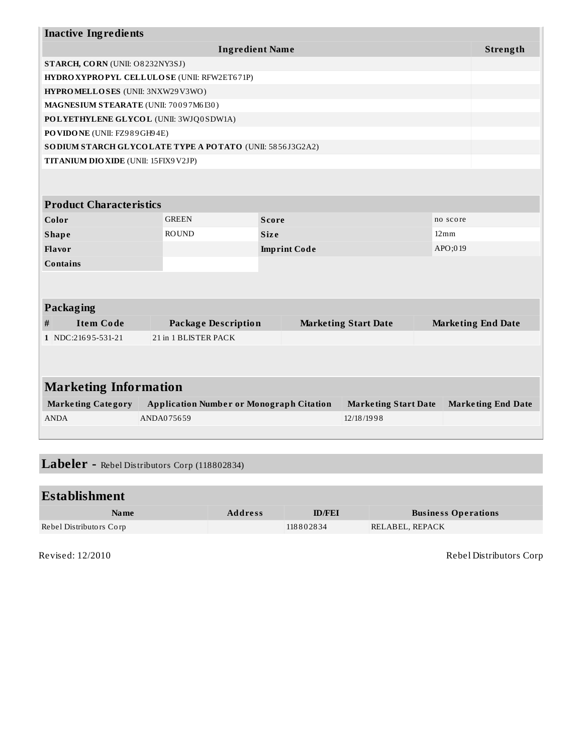| Inactive Ingredients | |
|---|---|
| **Ingredient Name** | **Strength** |
| **STARCH, CORN** (UNII: O8232NY3SJ) | |
| **HYDROXYPROPYL CELLULOSE** (UNII: RFW2ET671P) | |
| **HYPROMELLOSES** (UNII: 3NXW29V3WO) | |
| **MAGNESIUM STEARATE** (UNII: 70097M6I30) | |
| **POLYETHYLENE GLYCOL** (UNII: 3WJQ0SDW1A) | |
| **POVIDONE** (UNII: FZ989GH94E) | |
| **SODIUM STARCH GLYCOLATE TYPE A POTATO** (UNII: 5856J3G2A2) | |
| **TITANIUM DIOXIDE** (UNII: 15FIX9V2JP) | |

| Product Characteristics | | | |
|---|---|---|---|
| **Color** | GREEN | **Score** | no score |
| **Shape** | ROUND | **Size** | 12mm |
| **Flavor** | | **Imprint Code** | APO;019 |
| **Contains** | | | |

| Packaging | | | | |
|---|---|---|---|---|
| **#** | **Item Code** | **Package Description** | **Marketing Start Date** | **Marketing End Date** |
| 1 | NDC:21695-531-21 | 21 in 1 BLISTER PACK | | |

| Marketing Information | | | |
|---|---|---|---|
| **Marketing Category** | **Application Number or Monograph Citation** | **Marketing Start Date** | **Marketing End Date** |
| ANDA | ANDA075659 | 12/18/1998 | |

## Labeler - Rebel Distributors Corp (118802834)

| Establishment | | | |
|---|---|---|---|
| **Name** | **Address** | **ID/FEI** | **Business Operations** |
| Rebel Distributors Corp | | 118802834 | RELABEL, REPACK |

Revised: 12/2010

Rebel Distributors Corp